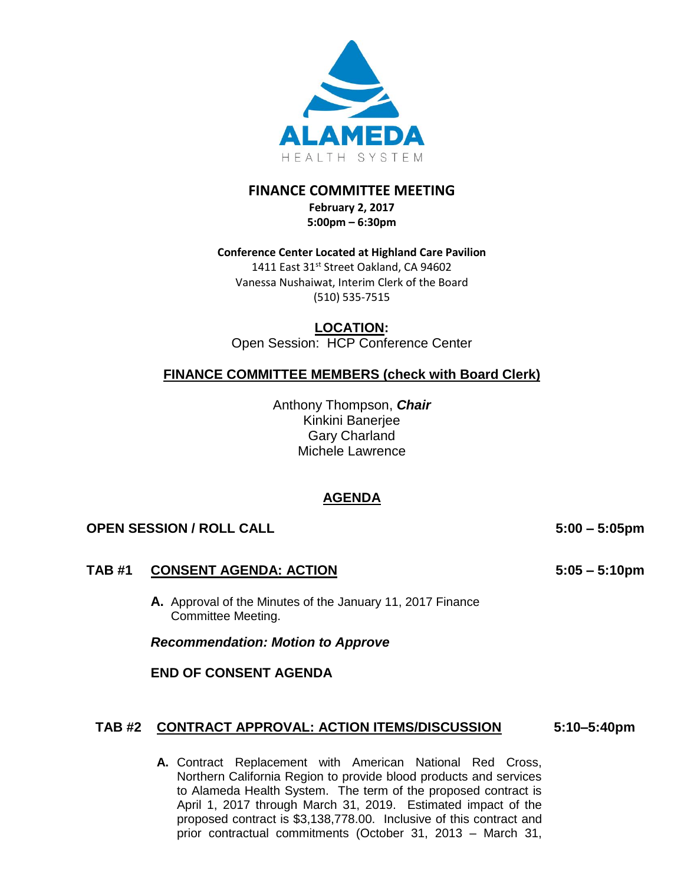ALAMEDA
HEALTH SYSTEM

# FINANCE COMMITTEE MEETING

**February 2, 2017**
**5:00pm – 6:30pm**

**Conference Center Located at Highland Care Pavilion**
1411 East 31st Street Oakland, CA 94602
Vanessa Nushaiwat, Interim Clerk of the Board
(510) 535-7515

**LOCATION:**
Open Session: HCP Conference Center

**FINANCE COMMITTEE MEMBERS (check with Board Clerk)**

Anthony Thompson, ***Chair***
Kinkini Banerjee
Gary Charland
Michele Lawrence

## AGENDA

**OPEN SESSION / ROLL CALL** **5:00 – 5:05pm**

**TAB #1 CONSENT AGENDA: ACTION** **5:05 – 5:10pm**

**A.** Approval of the Minutes of the January 11, 2017 Finance Committee Meeting.

***Recommendation: Motion to Approve***

**END OF CONSENT AGENDA**

**TAB #2 CONTRACT APPROVAL: ACTION ITEMS/DISCUSSION** **5:10–5:40pm**

**A.** Contract Replacement with American National Red Cross, Northern California Region to provide blood products and services to Alameda Health System. The term of the proposed contract is April 1, 2017 through March 31, 2019. Estimated impact of the proposed contract is $3,138,778.00. Inclusive of this contract and prior contractual commitments (October 31, 2013 – March 31,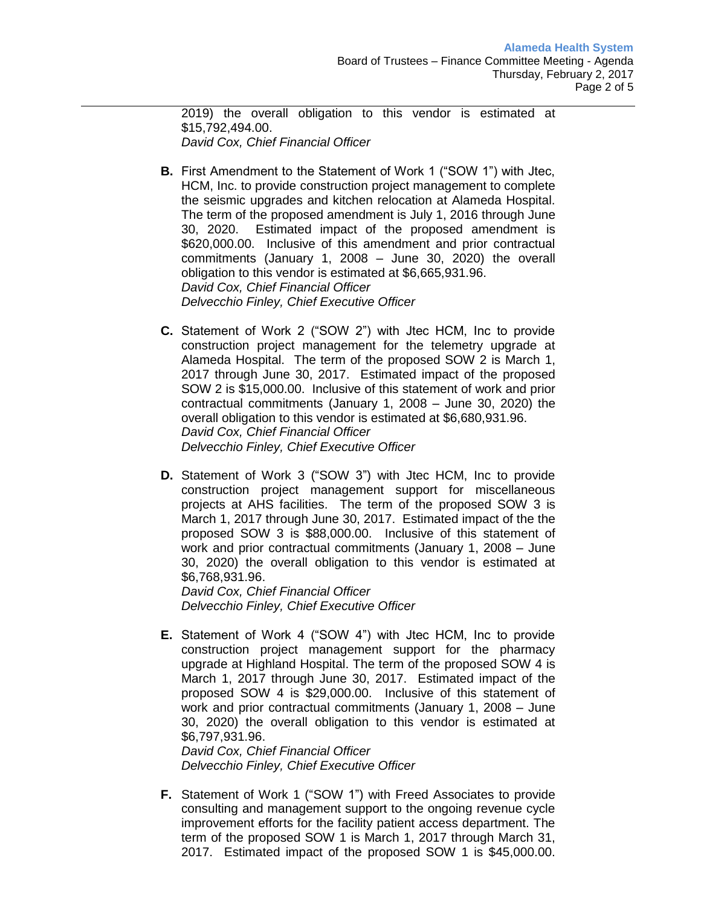2019) the overall obligation to this vendor is estimated at $15,792,494.00.
*David Cox, Chief Financial Officer*

**B.** First Amendment to the Statement of Work 1 ("SOW 1") with Jtec, HCM, Inc. to provide construction project management to complete the seismic upgrades and kitchen relocation at Alameda Hospital. The term of the proposed amendment is July 1, 2016 through June 30, 2020. Estimated impact of the proposed amendment is $620,000.00. Inclusive of this amendment and prior contractual commitments (January 1, 2008 – June 30, 2020) the overall obligation to this vendor is estimated at $6,665,931.96.
*David Cox, Chief Financial Officer*
*Delvecchio Finley, Chief Executive Officer*

**C.** Statement of Work 2 ("SOW 2") with Jtec HCM, Inc to provide construction project management for the telemetry upgrade at Alameda Hospital. The term of the proposed SOW 2 is March 1, 2017 through June 30, 2017. Estimated impact of the proposed SOW 2 is $15,000.00. Inclusive of this statement of work and prior contractual commitments (January 1, 2008 – June 30, 2020) the overall obligation to this vendor is estimated at $6,680,931.96.
*David Cox, Chief Financial Officer*
*Delvecchio Finley, Chief Executive Officer*

**D.** Statement of Work 3 ("SOW 3") with Jtec HCM, Inc to provide construction project management support for miscellaneous projects at AHS facilities. The term of the proposed SOW 3 is March 1, 2017 through June 30, 2017. Estimated impact of the the proposed SOW 3 is $88,000.00. Inclusive of this statement of work and prior contractual commitments (January 1, 2008 – June 30, 2020) the overall obligation to this vendor is estimated at $6,768,931.96.
*David Cox, Chief Financial Officer*
*Delvecchio Finley, Chief Executive Officer*

**E.** Statement of Work 4 ("SOW 4") with Jtec HCM, Inc to provide construction project management support for the pharmacy upgrade at Highland Hospital. The term of the proposed SOW 4 is March 1, 2017 through June 30, 2017. Estimated impact of the proposed SOW 4 is $29,000.00. Inclusive of this statement of work and prior contractual commitments (January 1, 2008 – June 30, 2020) the overall obligation to this vendor is estimated at $6,797,931.96.
*David Cox, Chief Financial Officer*
*Delvecchio Finley, Chief Executive Officer*

**F.** Statement of Work 1 ("SOW 1") with Freed Associates to provide consulting and management support to the ongoing revenue cycle improvement efforts for the facility patient access department. The term of the proposed SOW 1 is March 1, 2017 through March 31, 2017. Estimated impact of the proposed SOW 1 is $45,000.00.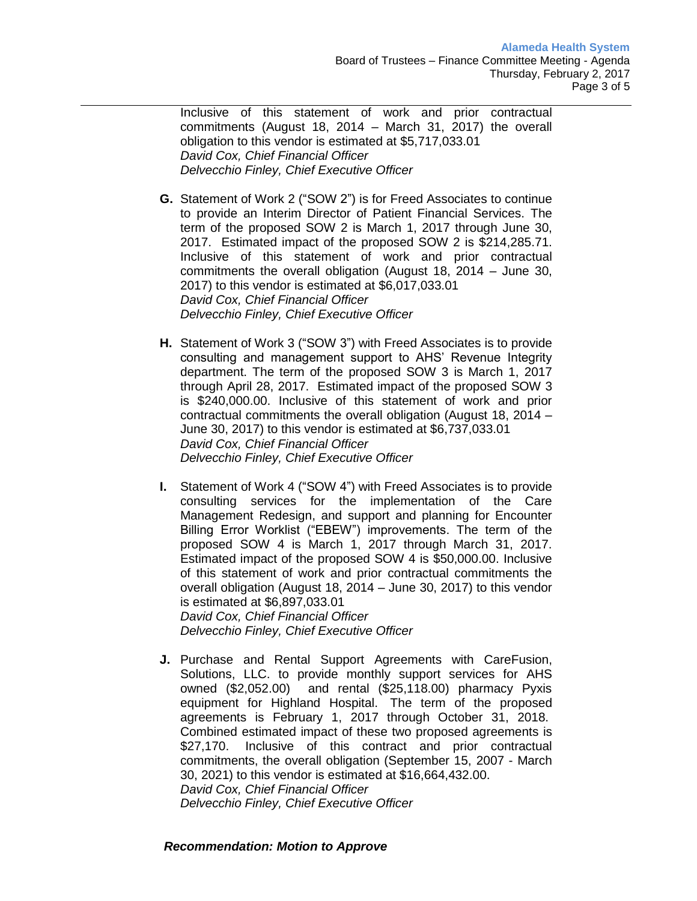Inclusive of this statement of work and prior contractual commitments (August 18, 2014 – March 31, 2017) the overall obligation to this vendor is estimated at $5,717,033.01
*David Cox, Chief Financial Officer*
*Delvecchio Finley, Chief Executive Officer*

**G.** Statement of Work 2 ("SOW 2") is for Freed Associates to continue to provide an Interim Director of Patient Financial Services. The term of the proposed SOW 2 is March 1, 2017 through June 30, 2017. Estimated impact of the proposed SOW 2 is $214,285.71. Inclusive of this statement of work and prior contractual commitments the overall obligation (August 18, 2014 – June 30, 2017) to this vendor is estimated at $6,017,033.01
*David Cox, Chief Financial Officer*
*Delvecchio Finley, Chief Executive Officer*

**H.** Statement of Work 3 ("SOW 3") with Freed Associates is to provide consulting and management support to AHS' Revenue Integrity department. The term of the proposed SOW 3 is March 1, 2017 through April 28, 2017. Estimated impact of the proposed SOW 3 is $240,000.00. Inclusive of this statement of work and prior contractual commitments the overall obligation (August 18, 2014 – June 30, 2017) to this vendor is estimated at $6,737,033.01
*David Cox, Chief Financial Officer*
*Delvecchio Finley, Chief Executive Officer*

**I.** Statement of Work 4 ("SOW 4") with Freed Associates is to provide consulting services for the implementation of the Care Management Redesign, and support and planning for Encounter Billing Error Worklist ("EBEW") improvements. The term of the proposed SOW 4 is March 1, 2017 through March 31, 2017. Estimated impact of the proposed SOW 4 is $50,000.00. Inclusive of this statement of work and prior contractual commitments the overall obligation (August 18, 2014 – June 30, 2017) to this vendor is estimated at $6,897,033.01
*David Cox, Chief Financial Officer*
*Delvecchio Finley, Chief Executive Officer*

**J.** Purchase and Rental Support Agreements with CareFusion, Solutions, LLC. to provide monthly support services for AHS owned ($2,052.00) and rental ($25,118.00) pharmacy Pyxis equipment for Highland Hospital. The term of the proposed agreements is February 1, 2017 through October 31, 2018. Combined estimated impact of these two proposed agreements is $27,170. Inclusive of this contract and prior contractual commitments, the overall obligation (September 15, 2007 - March 30, 2021) to this vendor is estimated at $16,664,432.00.
*David Cox, Chief Financial Officer*
*Delvecchio Finley, Chief Executive Officer*

***Recommendation: Motion to Approve***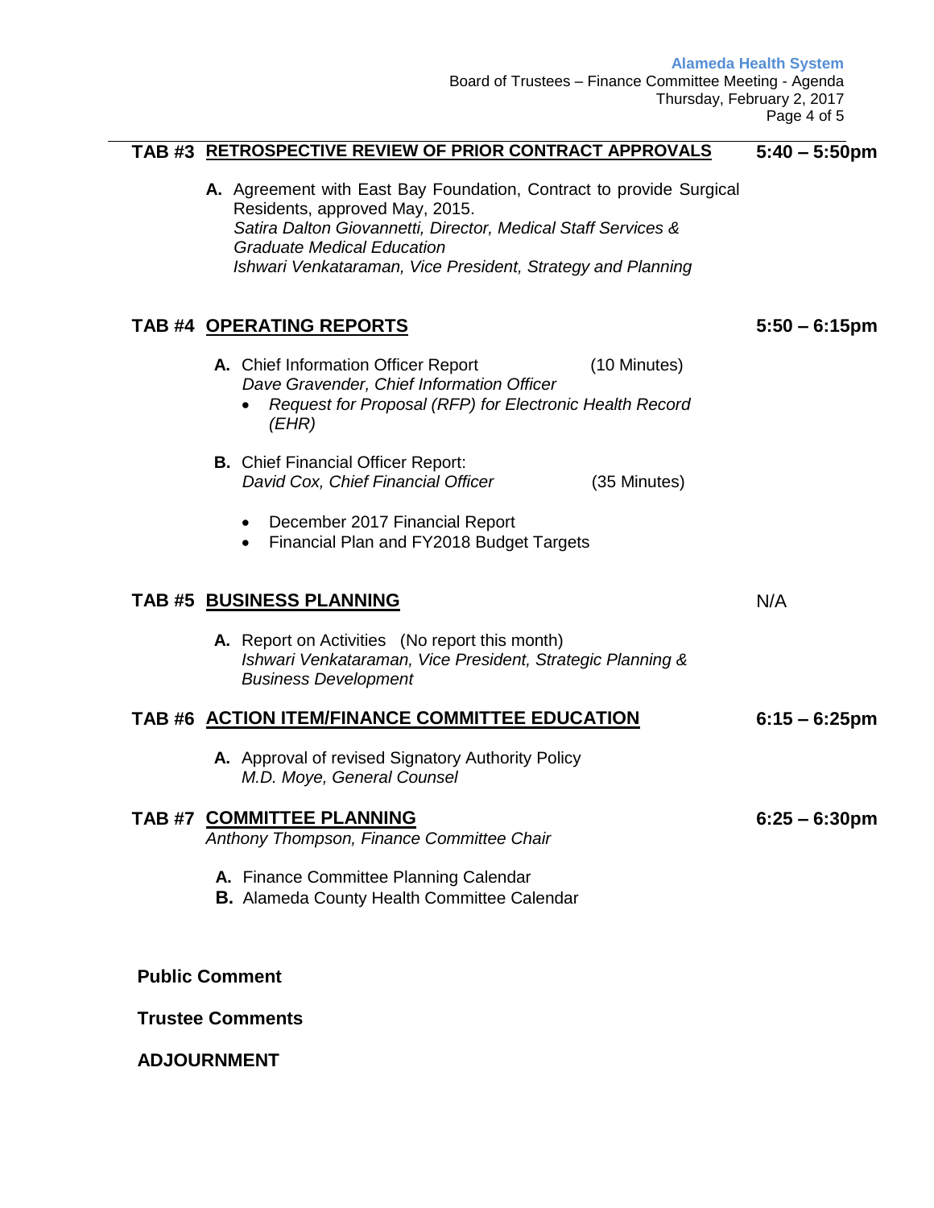## TAB #3 RETROSPECTIVE REVIEW OF PRIOR CONTRACT APPROVALS — 5:40 – 5:50pm

**A.** Agreement with East Bay Foundation, Contract to provide Surgical Residents, approved May, 2015.
*Satira Dalton Giovannetti, Director, Medical Staff Services & Graduate Medical Education*
*Ishwari Venkataraman, Vice President, Strategy and Planning*

## TAB #4 OPERATING REPORTS — 5:50 – 6:15pm

**A.** Chief Information Officer Report (10 Minutes)
*Dave Gravender, Chief Information Officer*

- *Request for Proposal (RFP) for Electronic Health Record (EHR)*

**B.** Chief Financial Officer Report:
*David Cox, Chief Financial Officer* (35 Minutes)

- December 2017 Financial Report
- Financial Plan and FY2018 Budget Targets

## TAB #5 BUSINESS PLANNING — N/A

**A.** Report on Activities (No report this month)
*Ishwari Venkataraman, Vice President, Strategic Planning & Business Development*

## TAB #6 ACTION ITEM/FINANCE COMMITTEE EDUCATION — 6:15 – 6:25pm

**A.** Approval of revised Signatory Authority Policy
*M.D. Moye, General Counsel*

## TAB #7 COMMITTEE PLANNING — 6:25 – 6:30pm

*Anthony Thompson, Finance Committee Chair*

**A.** Finance Committee Planning Calendar
**B.** Alameda County Health Committee Calendar

**Public Comment**

**Trustee Comments**

**ADJOURNMENT**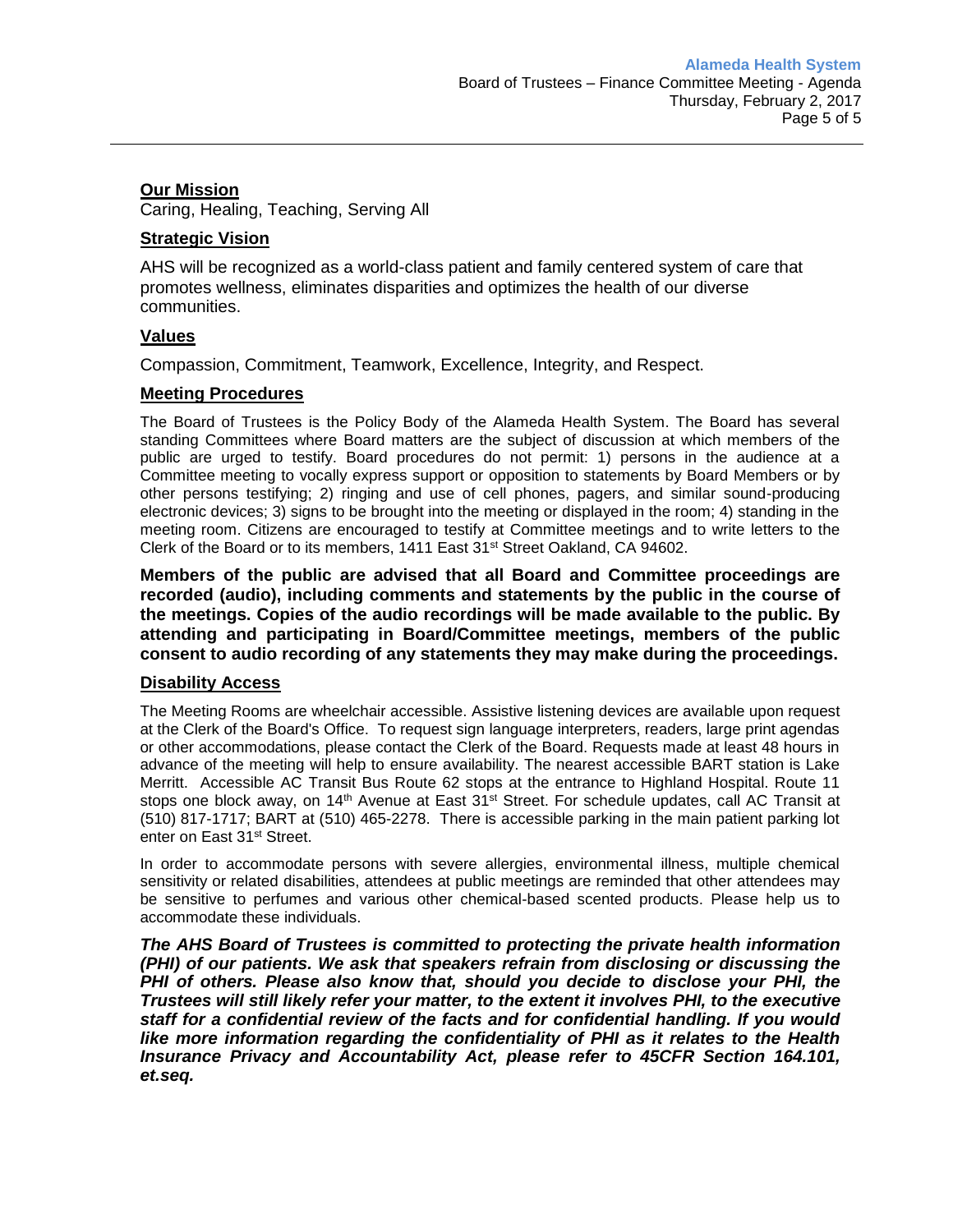## Our Mission

Caring, Healing, Teaching, Serving All

## Strategic Vision

AHS will be recognized as a world-class patient and family centered system of care that promotes wellness, eliminates disparities and optimizes the health of our diverse communities.

## Values

Compassion, Commitment, Teamwork, Excellence, Integrity, and Respect.

## Meeting Procedures

The Board of Trustees is the Policy Body of the Alameda Health System. The Board has several standing Committees where Board matters are the subject of discussion at which members of the public are urged to testify. Board procedures do not permit: 1) persons in the audience at a Committee meeting to vocally express support or opposition to statements by Board Members or by other persons testifying; 2) ringing and use of cell phones, pagers, and similar sound-producing electronic devices; 3) signs to be brought into the meeting or displayed in the room; 4) standing in the meeting room. Citizens are encouraged to testify at Committee meetings and to write letters to the Clerk of the Board or to its members, 1411 East 31st Street Oakland, CA 94602.

**Members of the public are advised that all Board and Committee proceedings are recorded (audio), including comments and statements by the public in the course of the meetings. Copies of the audio recordings will be made available to the public. By attending and participating in Board/Committee meetings, members of the public consent to audio recording of any statements they may make during the proceedings.**

## Disability Access

The Meeting Rooms are wheelchair accessible. Assistive listening devices are available upon request at the Clerk of the Board's Office. To request sign language interpreters, readers, large print agendas or other accommodations, please contact the Clerk of the Board. Requests made at least 48 hours in advance of the meeting will help to ensure availability. The nearest accessible BART station is Lake Merritt. Accessible AC Transit Bus Route 62 stops at the entrance to Highland Hospital. Route 11 stops one block away, on 14th Avenue at East 31st Street. For schedule updates, call AC Transit at (510) 817-1717; BART at (510) 465-2278. There is accessible parking in the main patient parking lot enter on East 31st Street.

In order to accommodate persons with severe allergies, environmental illness, multiple chemical sensitivity or related disabilities, attendees at public meetings are reminded that other attendees may be sensitive to perfumes and various other chemical-based scented products. Please help us to accommodate these individuals.

***The AHS Board of Trustees is committed to protecting the private health information (PHI) of our patients. We ask that speakers refrain from disclosing or discussing the PHI of others. Please also know that, should you decide to disclose your PHI, the Trustees will still likely refer your matter, to the extent it involves PHI, to the executive staff for a confidential review of the facts and for confidential handling. If you would like more information regarding the confidentiality of PHI as it relates to the Health Insurance Privacy and Accountability Act, please refer to 45CFR Section 164.101, et.seq.***